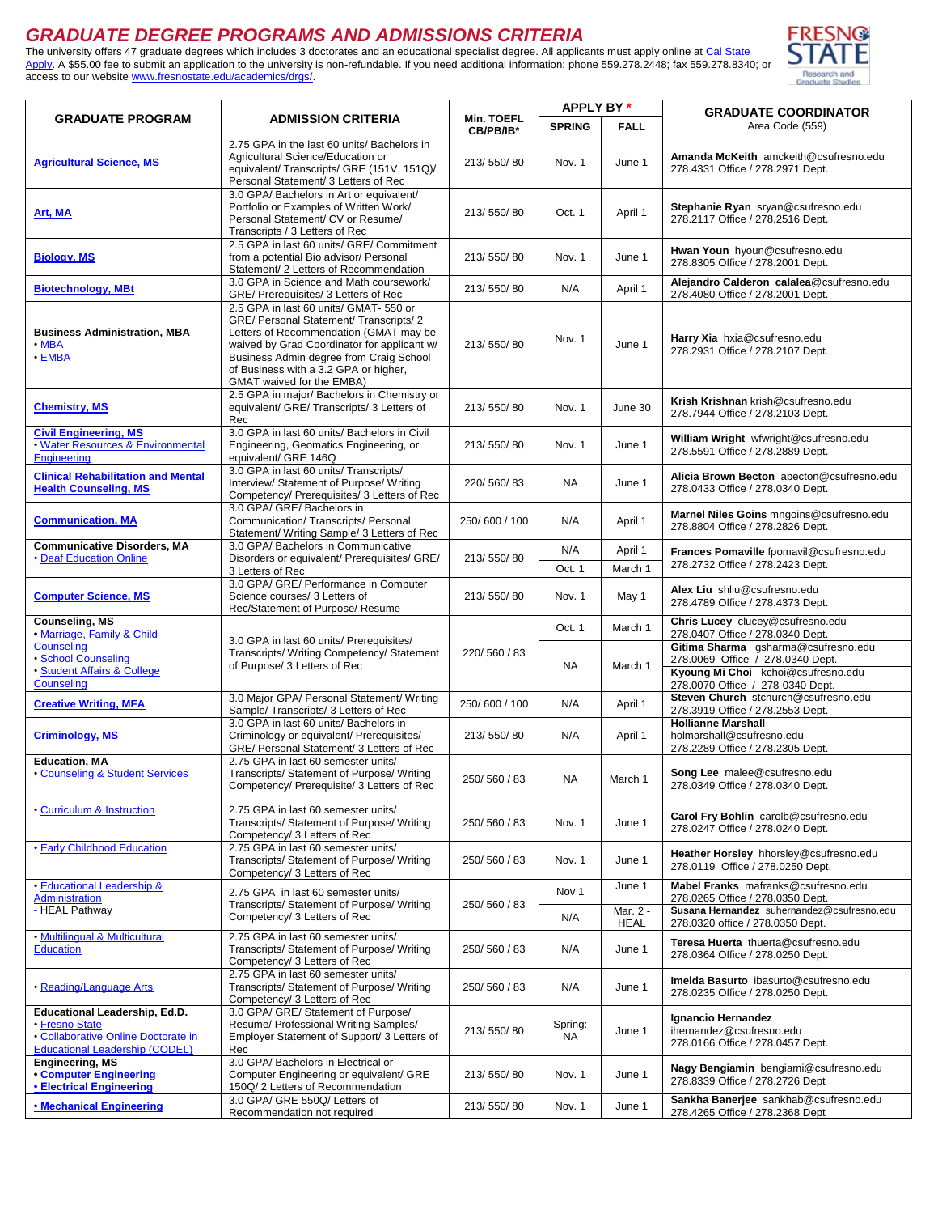# GRADUATE DEGREE PROGRAMS AND ADMISSIONS CRITERIA

The university offers 47 graduate degrees which includes 3 doctorates and an educational specialist degree. All applicants must apply online at Cal State Apply. A $55.00 fee to submit an application to the university is non-refundable. If you need additional information: phone 559.278.2448; fax 559.278.8340; or access to our website www.fresnostate.edu/academics/drgs/.

FRESNO STATE Research and Graduate Studies

| GRADUATE PROGRAM | ADMISSION CRITERIA | Min. TOEFL CB/PB/IB* | APPLY BY * | | GRADUATE COORDINATOR Area Code (559) |
|---|---|---|---|---|---|
| | | | SPRING | FALL | |
| **Agricultural Science, MS** | 2.75 GPA in the last 60 units/ Bachelors in Agricultural Science/Education or equivalent/ Transcripts/ GRE (151V, 151Q)/ Personal Statement/ 3 Letters of Rec | 213/ 550/ 80 | Nov. 1 | June 1 | **Amanda McKeith** amckeith@csufresno.edu 278.4331 Office / 278.2971 Dept. |
| **Art, MA** | 3.0 GPA/ Bachelors in Art or equivalent/ Portfolio or Examples of Written Work/ Personal Statement/ CV or Resume/ Transcripts / 3 Letters of Rec | 213/ 550/ 80 | Oct. 1 | April 1 | **Stephanie Ryan** sryan@csufresno.edu 278.2117 Office / 278.2516 Dept. |
| **Biology, MS** | 2.5 GPA in last 60 units/ GRE/ Commitment from a potential Bio advisor/ Personal Statement/ 2 Letters of Recommendation | 213/ 550/ 80 | Nov. 1 | June 1 | **Hwan Youn** hyoun@csufresno.edu 278.8305 Office / 278.2001 Dept. |
| **Biotechnology, MBt** | 3.0 GPA in Science and Math coursework/ GRE/ Prerequisites/ 3 Letters of Rec | 213/ 550/ 80 | N/A | April 1 | **Alejandro Calderon** calalea@csufresno.edu 278.4080 Office / 278.2001 Dept. |
| **Business Administration, MBA** • MBA • EMBA | 2.5 GPA in last 60 units/ GMAT- 550 or GRE/ Personal Statement/ Transcripts/ 2 Letters of Recommendation (GMAT may be waived by Grad Coordinator for applicant w/ Business Admin degree from Craig School of Business with a 3.2 GPA or higher, GMAT waived for the EMBA) | 213/ 550/ 80 | Nov. 1 | June 1 | **Harry Xia** hxia@csufresno.edu 278.2931 Office / 278.2107 Dept. |
| **Chemistry, MS** | 2.5 GPA in major/ Bachelors in Chemistry or equivalent/ GRE/ Transcripts/ 3 Letters of Rec | 213/ 550/ 80 | Nov. 1 | June 30 | **Krish Krishnan** krish@csufresno.edu 278.7944 Office / 278.2103 Dept. |
| **Civil Engineering, MS** • Water Resources & Environmental Engineering | 3.0 GPA in last 60 units/ Bachelors in Civil Engineering, Geomatics Engineering, or equivalent/ GRE 146Q | 213/ 550/ 80 | Nov. 1 | June 1 | **William Wright** wfwright@csufresno.edu 278.5591 Office / 278.2889 Dept. |
| **Clinical Rehabilitation and Mental Health Counseling, MS** | 3.0 GPA in last 60 units/ Transcripts/ Interview/ Statement of Purpose/ Writing Competency/ Prerequisites/ 3 Letters of Rec | 220/ 560/ 83 | NA | June 1 | **Alicia Brown Becton** abecton@csufresno.edu 278.0433 Office / 278.0340 Dept. |
| **Communication, MA** | 3.0 GPA/ GRE/ Bachelors in Communication/ Transcripts/ Personal Statement/ Writing Sample/ 3 Letters of Rec | 250/ 600 / 100 | N/A | April 1 | **Marnel Niles Goins** mngoins@csufresno.edu 278.8804 Office / 278.2826 Dept. |
| **Communicative Disorders, MA** | 3.0 GPA/ Bachelors in Communicative Disorders or equivalent/ Prerequisites/ GRE/ 3 Letters of Rec | 213/ 550/ 80 | N/A | April 1 | **Frances Pomaville** fpomavil@csufresno.edu 278.2732 Office / 278.2423 Dept. |
| • Deaf Education Online | | | Oct. 1 | March 1 | |
| **Computer Science, MS** | 3.0 GPA/ GRE/ Performance in Computer Science courses/ 3 Letters of Rec/Statement of Purpose/ Resume | 213/ 550/ 80 | Nov. 1 | May 1 | **Alex Liu** shliu@csufresno.edu 278.4789 Office / 278.4373 Dept. |
| **Counseling, MS** • Marriage, Family & Child Counseling | 3.0 GPA in last 60 units/ Prerequisites/ Transcripts/ Writing Competency/ Statement of Purpose/ 3 Letters of Rec | 220/ 560 / 83 | Oct. 1 | March 1 | **Chris Lucey** clucey@csufresno.edu 278.0407 Office / 278.0340 Dept. |
| • School Counseling • Student Affairs & College Counseling | | | NA | March 1 | **Gitima Sharma** gsharma@csufresno.edu 278.0069 Office / 278.0340 Dept. **Kyoung Mi Choi** kchoi@csufresno.edu 278.0070 Office / 278-0340 Dept. |
| **Creative Writing, MFA** | 3.0 Major GPA/ Personal Statement/ Writing Sample/ Transcripts/ 3 Letters of Rec | 250/ 600 / 100 | N/A | April 1 | **Steven Church** stchurch@csufresno.edu 278.3919 Office / 278.2553 Dept. |
| **Criminology, MS** | 3.0 GPA in last 60 units/ Bachelors in Criminology or equivalent/ Prerequisites/ GRE/ Personal Statement/ 3 Letters of Rec | 213/ 550/ 80 | N/A | April 1 | **Hollianne Marshall** holmarshall@csufresno.edu 278.2289 Office / 278.2305 Dept. |
| **Education, MA** • Counseling & Student Services | 2.75 GPA in last 60 semester units/ Transcripts/ Statement of Purpose/ Writing Competency/ Prerequisite/ 3 Letters of Rec | 250/ 560 / 83 | NA | March 1 | **Song Lee** malee@csufresno.edu 278.0349 Office / 278.0340 Dept. |
| • Curriculum & Instruction | 2.75 GPA in last 60 semester units/ Transcripts/ Statement of Purpose/ Writing Competency/ 3 Letters of Rec | 250/ 560 / 83 | Nov. 1 | June 1 | **Carol Fry Bohlin** carolb@csufresno.edu 278.0247 Office / 278.0240 Dept. |
| • Early Childhood Education | 2.75 GPA in last 60 semester units/ Transcripts/ Statement of Purpose/ Writing Competency/ 3 Letters of Rec | 250/ 560 / 83 | Nov. 1 | June 1 | **Heather Horsley** hhorsley@csufresno.edu 278.0119 Office / 278.0250 Dept. |
| • Educational Leadership & Administration | 2.75 GPA in last 60 semester units/ Transcripts/ Statement of Purpose/ Writing Competency/ 3 Letters of Rec | 250/ 560 / 83 | Nov 1 | June 1 | **Mabel Franks** mafranks@csufresno.edu 278.0265 Office / 278.0350 Dept. |
| - HEAL Pathway | | | N/A | Mar. 2 - HEAL | **Susana Hernandez** suhernandez@csufresno.edu 278.0320 office / 278.0350 Dept. |
| • Multilingual & Multicultural Education | 2.75 GPA in last 60 semester units/ Transcripts/ Statement of Purpose/ Writing Competency/ 3 Letters of Rec | 250/ 560 / 83 | N/A | June 1 | **Teresa Huerta** thuerta@csufresno.edu 278.0364 Office / 278.0250 Dept. |
| • Reading/Language Arts | 2.75 GPA in last 60 semester units/ Transcripts/ Statement of Purpose/ Writing Competency/ 3 Letters of Rec | 250/ 560 / 83 | N/A | June 1 | **Imelda Basurto** ibasurto@csufresno.edu 278.0235 Office / 278.0250 Dept. |
| **Educational Leadership, Ed.D.** • Fresno State • Collaborative Online Doctorate in Educational Leadership (CODEL) | 3.0 GPA/ GRE/ Statement of Purpose/ Resume/ Professional Writing Samples/ Employer Statement of Support/ 3 Letters of Rec | 213/ 550/ 80 | Spring: NA | June 1 | **Ignancio Hernandez** ihernandez@csufresno.edu 278.0166 Office / 278.0457 Dept. |
| **Engineering, MS** • **Computer Engineering** • **Electrical Engineering** | 3.0 GPA/ Bachelors in Electrical or Computer Engineering or equivalent/ GRE 150Q/ 2 Letters of Recommendation | 213/ 550/ 80 | Nov. 1 | June 1 | **Nagy Bengiamin** bengiami@csufresno.edu 278.8339 Office / 278.2726 Dept |
| • **Mechanical Engineering** | 3.0 GPA/ GRE 550Q/ Letters of Recommendation not required | 213/ 550/ 80 | Nov. 1 | June 1 | **Sankha Banerjee** sankhab@csufresno.edu 278.4265 Office / 278.2368 Dept |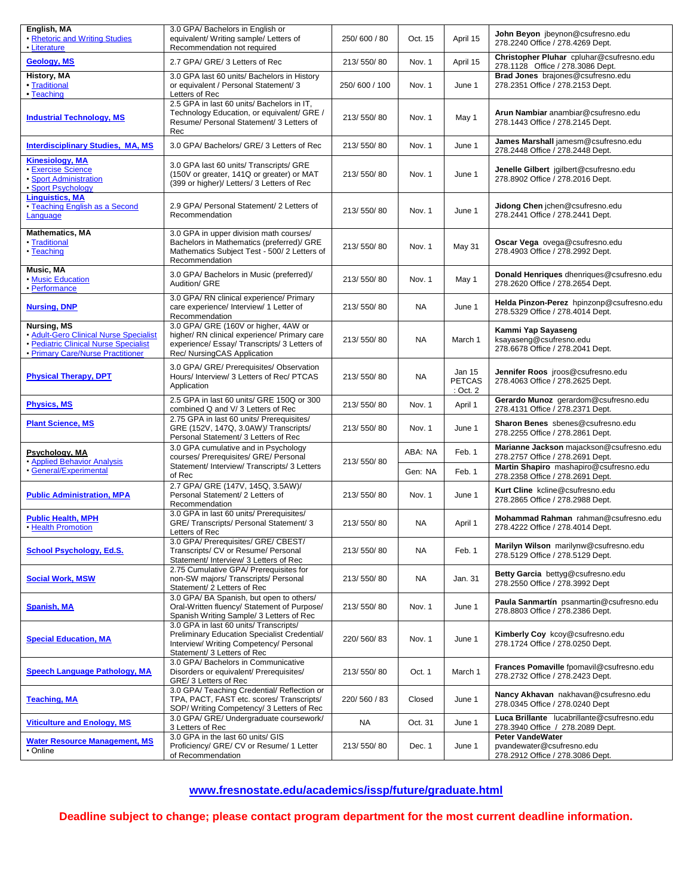| | | | | | |
|---|---|---|---|---|---|
| **English, MA** • Rhetoric and Writing Studies • Literature | 3.0 GPA/ Bachelors in English or equivalent/ Writing sample/ Letters of Recommendation not required | 250/ 600 / 80 | Oct. 15 | April 15 | **John Beyon** jbeynon@csufresno.edu 278.2240 Office / 278.4269 Dept. |
| **Geology, MS** | 2.7 GPA/ GRE/ 3 Letters of Rec | 213/ 550/ 80 | Nov. 1 | April 15 | **Christopher Pluhar** cpluhar@csufresno.edu 278.1128 Office / 278.3086 Dept. |
| **History, MA** • Traditional • Teaching | 3.0 GPA last 60 units/ Bachelors in History or equivalent / Personal Statement/ 3 Letters of Rec | 250/ 600 / 100 | Nov. 1 | June 1 | **Brad Jones** brajones@csufresno.edu 278.2351 Office / 278.2153 Dept. |
| **Industrial Technology, MS** | 2.5 GPA in last 60 units/ Bachelors in IT, Technology Education, or equivalent/ GRE / Resume/ Personal Statement/ 3 Letters of Rec | 213/ 550/ 80 | Nov. 1 | May 1 | **Arun Nambiar** anambiar@csufresno.edu 278.1443 Office / 278.2145 Dept. |
| **Interdisciplinary Studies, MA, MS** | 3.0 GPA/ Bachelors/ GRE/ 3 Letters of Rec | 213/ 550/ 80 | Nov. 1 | June 1 | **James Marshall** jamesm@csufresno.edu 278.2448 Office / 278.2448 Dept. |
| **Kinesiology, MA** • Exercise Science • Sport Administration • Sport Psychology | 3.0 GPA last 60 units/ Transcripts/ GRE (150V or greater, 141Q or greater) or MAT (399 or higher)/ Letters/ 3 Letters of Rec | 213/ 550/ 80 | Nov. 1 | June 1 | **Jenelle Gilbert** jgilbert@csufresno.edu 278.8902 Office / 278.2016 Dept. |
| **Linguistics, MA** • Teaching English as a Second Language | 2.9 GPA/ Personal Statement/ 2 Letters of Recommendation | 213/ 550/ 80 | Nov. 1 | June 1 | **Jidong Chen** jchen@csufresno.edu 278.2441 Office / 278.2441 Dept. |
| **Mathematics, MA** • Traditional • Teaching | 3.0 GPA in upper division math courses/ Bachelors in Mathematics (preferred)/ GRE Mathematics Subject Test - 500/ 2 Letters of Recommendation | 213/ 550/ 80 | Nov. 1 | May 31 | **Oscar Vega** ovega@csufresno.edu 278.4903 Office / 278.2992 Dept. |
| **Music, MA** • Music Education • Performance | 3.0 GPA/ Bachelors in Music (preferred)/ Audition/ GRE | 213/ 550/ 80 | Nov. 1 | May 1 | **Donald Henriques** dhenriques@csufresno.edu 278.2620 Office / 278.2654 Dept. |
| **Nursing, DNP** | 3.0 GPA/ RN clinical experience/ Primary care experience/ Interview/ 1 Letter of Recommendation | 213/ 550/ 80 | NA | June 1 | **Helda Pinzon-Perez** hpinzonp@csufresno.edu 278.5329 Office / 278.4014 Dept. |
| **Nursing, MS** • Adult-Gero Clinical Nurse Specialist • Pediatric Clinical Nurse Specialist • Primary Care/Nurse Practitioner | 3.0 GPA/ GRE (160V or higher, 4AW or higher/ RN clinical experience/ Primary care experience/ Essay/ Transcripts/ 3 Letters of Rec/ NursingCAS Application | 213/ 550/ 80 | NA | March 1 | **Kammi Yap Sayaseng** ksayaseng@csufresno.edu 278.6678 Office / 278.2041 Dept. |
| **Physical Therapy, DPT** | 3.0 GPA/ GRE/ Prerequisites/ Observation Hours/ Interview/ 3 Letters of Rec/ PTCAS Application | 213/ 550/ 80 | NA | Jan 15 PETCAS : Oct. 2 | **Jennifer Roos** jroos@csufresno.edu 278.4063 Office / 278.2625 Dept. |
| **Physics, MS** | 2.5 GPA in last 60 units/ GRE 150Q or 300 combined Q and V/ 3 Letters of Rec | 213/ 550/ 80 | Nov. 1 | April 1 | **Gerardo Munoz** gerardom@csufresno.edu 278.4131 Office / 278.2371 Dept. |
| **Plant Science, MS** | 2.75 GPA in last 60 units/ Prerequisites/ GRE (152V, 147Q, 3.0AW)/ Transcripts/ Personal Statement/ 3 Letters of Rec | 213/ 550/ 80 | Nov. 1 | June 1 | **Sharon Benes** sbenes@csufresno.edu 278.2255 Office / 278.2861 Dept. |
| **Psychology, MA** • Applied Behavior Analysis • General/Experimental | 3.0 GPA cumulative and in Psychology courses/ Prerequisites/ GRE/ Personal Statement/ Interview/ Transcripts/ 3 Letters of Rec | 213/ 550/ 80 | ABA: NA | Feb. 1 | **Marianne Jackson** majackson@csufresno.edu 278.2757 Office / 278.2691 Dept. |
| | | | Gen: NA | Feb. 1 | **Martin Shapiro** mashapiro@csufresno.edu 278.2358 Office / 278.2691 Dept. |
| **Public Administration, MPA** | 2.7 GPA/ GRE (147V, 145Q, 3.5AW)/ Personal Statement/ 2 Letters of Recommendation | 213/ 550/ 80 | Nov. 1 | June 1 | **Kurt Cline** kcline@csufresno.edu 278.2865 Office / 278.2988 Dept. |
| **Public Health, MPH** • Health Promotion | 3.0 GPA in last 60 units/ Prerequisites/ GRE/ Transcripts/ Personal Statement/ 3 Letters of Rec | 213/ 550/ 80 | NA | April 1 | **Mohammad Rahman** rahman@csufresno.edu 278.4222 Office / 278.4014 Dept. |
| **School Psychology, Ed.S.** | 3.0 GPA/ Prerequisites/ GRE/ CBEST/ Transcripts/ CV or Resume/ Personal Statement/ Interview/ 3 Letters of Rec | 213/ 550/ 80 | NA | Feb. 1 | **Marilyn Wilson** marilynw@csufresno.edu 278.5129 Office / 278.5129 Dept. |
| **Social Work, MSW** | 2.75 Cumulative GPA/ Prerequisites for non-SW majors/ Transcripts/ Personal Statement/ 2 Letters of Rec | 213/ 550/ 80 | NA | Jan. 31 | **Betty Garcia** bettyg@csufresno.edu 278.2550 Office / 278.3992 Dept |
| **Spanish, MA** | 3.0 GPA/ BA Spanish, but open to others/ Oral-Written fluency/ Statement of Purpose/ Spanish Writing Sample/ 3 Letters of Rec | 213/ 550/ 80 | Nov. 1 | June 1 | **Paula Sanmartín** psanmartin@csufresno.edu 278.8803 Office / 278.2386 Dept. |
| **Special Education, MA** | 3.0 GPA in last 60 units/ Transcripts/ Preliminary Education Specialist Credential/ Interview/ Writing Competency/ Personal Statement/ 3 Letters of Rec | 220/ 560/ 83 | Nov. 1 | June 1 | **Kimberly Coy** kcoy@csufresno.edu 278.1724 Office / 278.0250 Dept. |
| **Speech Language Pathology, MA** | 3.0 GPA/ Bachelors in Communicative Disorders or equivalent/ Prerequisites/ GRE/ 3 Letters of Rec | 213/ 550/ 80 | Oct. 1 | March 1 | **Frances Pomaville** fpomavil@csufresno.edu 278.2732 Office / 278.2423 Dept. |
| **Teaching, MA** | 3.0 GPA/ Teaching Credential/ Reflection or TPA, PACT, FAST etc. scores/ Transcripts/ SOP/ Writing Competency/ 3 Letters of Rec | 220/ 560 / 83 | Closed | June 1 | **Nancy Akhavan** nakhavan@csufresno.edu 278.0345 Office / 278.0240 Dept |
| **Viticulture and Enology, MS** | 3.0 GPA/ GRE/ Undergraduate coursework/ 3 Letters of Rec | NA | Oct. 31 | June 1 | **Luca Brillante** lucabrillante@csufresno.edu 278.3940 Office / 278.2089 Dept. |
| **Water Resource Management, MS** • Online | 3.0 GPA in the last 60 units/ GIS Proficiency/ GRE/ CV or Resume/ 1 Letter of Recommendation | 213/ 550/ 80 | Dec. 1 | June 1 | **Peter VandeWater** pvandewater@csufresno.edu 278.2912 Office / 278.3086 Dept. |

**www.fresnostate.edu/academics/issp/future/graduate.html**

**Deadline subject to change; please contact program department for the most current deadline information.**